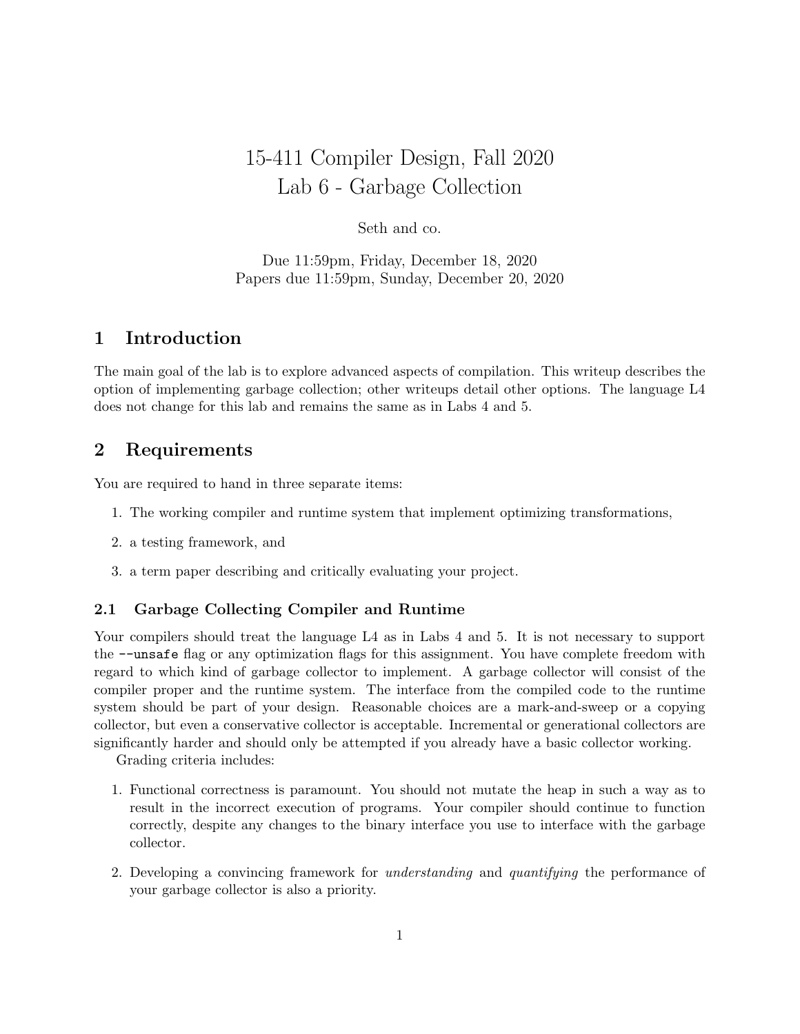# 15-411 Compiler Design, Fall 2020
# Lab 6 - Garbage Collection

Seth and co.

Due 11:59pm, Friday, December 18, 2020
Papers due 11:59pm, Sunday, December 20, 2020

## 1 Introduction

The main goal of the lab is to explore advanced aspects of compilation. This writeup describes the option of implementing garbage collection; other writeups detail other options. The language L4 does not change for this lab and remains the same as in Labs 4 and 5.

## 2 Requirements

You are required to hand in three separate items:

1. The working compiler and runtime system that implement optimizing transformations,
2. a testing framework, and
3. a term paper describing and critically evaluating your project.

### 2.1 Garbage Collecting Compiler and Runtime

Your compilers should treat the language L4 as in Labs 4 and 5. It is not necessary to support the `--unsafe` flag or any optimization flags for this assignment. You have complete freedom with regard to which kind of garbage collector to implement. A garbage collector will consist of the compiler proper and the runtime system. The interface from the compiled code to the runtime system should be part of your design. Reasonable choices are a mark-and-sweep or a copying collector, but even a conservative collector is acceptable. Incremental or generational collectors are significantly harder and should only be attempted if you already have a basic collector working.

Grading criteria includes:

1. Functional correctness is paramount. You should not mutate the heap in such a way as to result in the incorrect execution of programs. Your compiler should continue to function correctly, despite any changes to the binary interface you use to interface with the garbage collector.
2. Developing a convincing framework for *understanding* and *quantifying* the performance of your garbage collector is also a priority.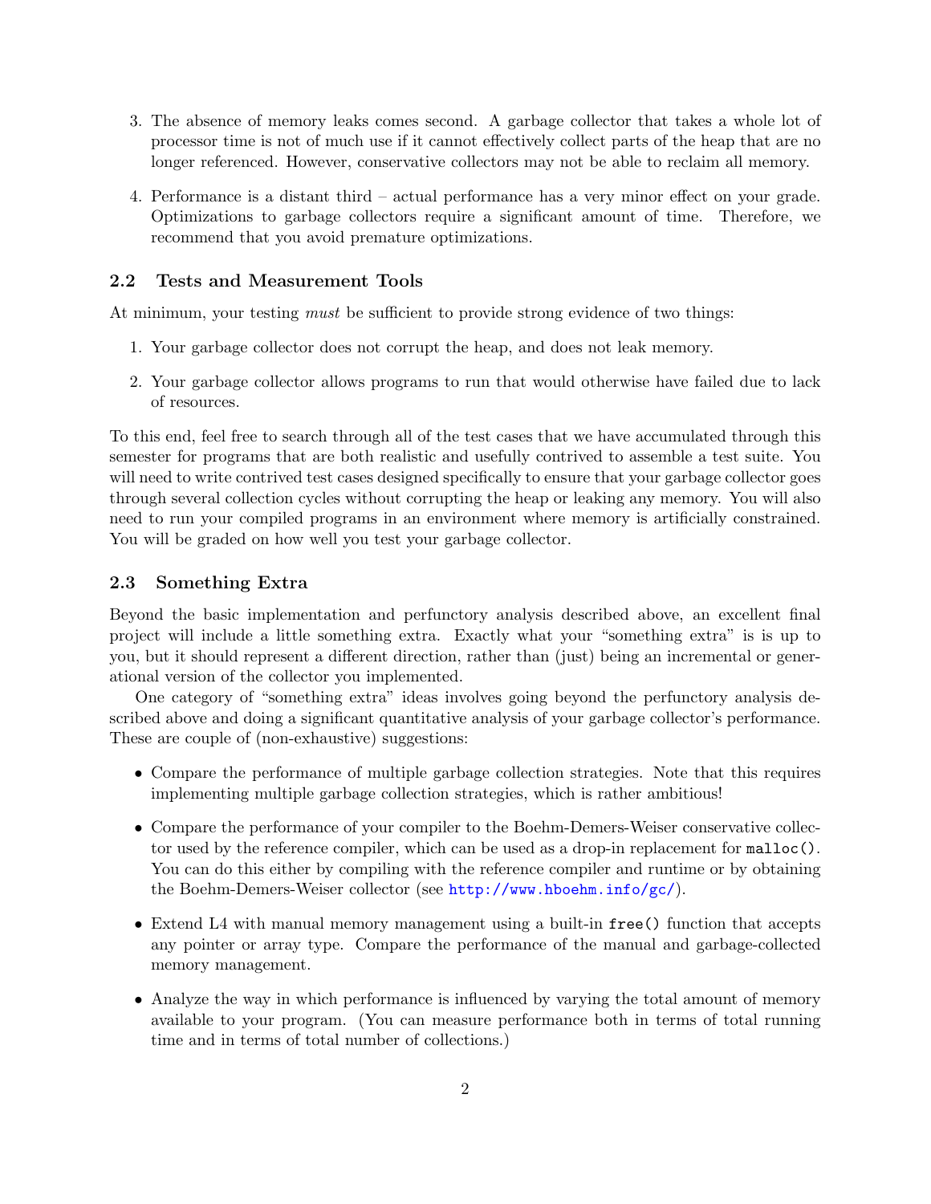3. The absence of memory leaks comes second. A garbage collector that takes a whole lot of processor time is not of much use if it cannot effectively collect parts of the heap that are no longer referenced. However, conservative collectors may not be able to reclaim all memory.

4. Performance is a distant third – actual performance has a very minor effect on your grade. Optimizations to garbage collectors require a significant amount of time. Therefore, we recommend that you avoid premature optimizations.

### 2.2 Tests and Measurement Tools

At minimum, your testing *must* be sufficient to provide strong evidence of two things:

1. Your garbage collector does not corrupt the heap, and does not leak memory.

2. Your garbage collector allows programs to run that would otherwise have failed due to lack of resources.

To this end, feel free to search through all of the test cases that we have accumulated through this semester for programs that are both realistic and usefully contrived to assemble a test suite. You will need to write contrived test cases designed specifically to ensure that your garbage collector goes through several collection cycles without corrupting the heap or leaking any memory. You will also need to run your compiled programs in an environment where memory is artificially constrained. You will be graded on how well you test your garbage collector.

### 2.3 Something Extra

Beyond the basic implementation and perfunctory analysis described above, an excellent final project will include a little something extra. Exactly what your "something extra" is is up to you, but it should represent a different direction, rather than (just) being an incremental or generational version of the collector you implemented.

One category of "something extra" ideas involves going beyond the perfunctory analysis described above and doing a significant quantitative analysis of your garbage collector's performance. These are couple of (non-exhaustive) suggestions:

- Compare the performance of multiple garbage collection strategies. Note that this requires implementing multiple garbage collection strategies, which is rather ambitious!

- Compare the performance of your compiler to the Boehm-Demers-Weiser conservative collector used by the reference compiler, which can be used as a drop-in replacement for `malloc()`. You can do this either by compiling with the reference compiler and runtime or by obtaining the Boehm-Demers-Weiser collector (see http://www.hboehm.info/gc/).

- Extend L4 with manual memory management using a built-in `free()` function that accepts any pointer or array type. Compare the performance of the manual and garbage-collected memory management.

- Analyze the way in which performance is influenced by varying the total amount of memory available to your program. (You can measure performance both in terms of total running time and in terms of total number of collections.)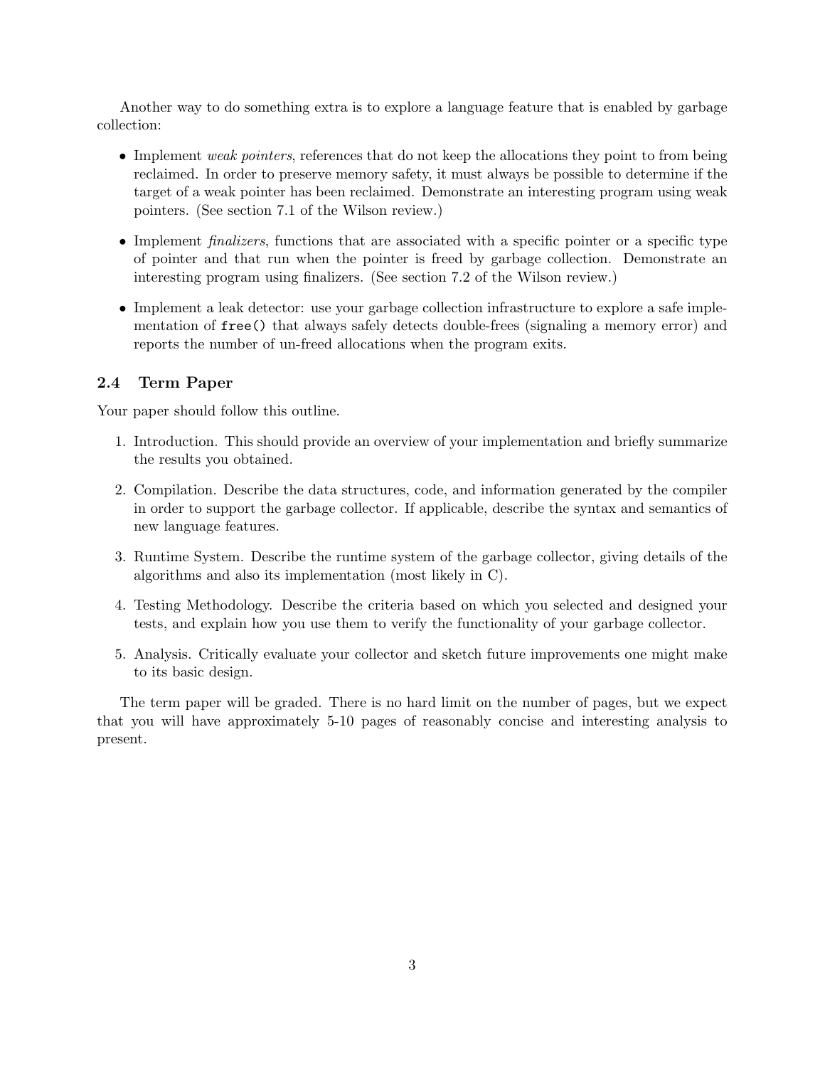Another way to do something extra is to explore a language feature that is enabled by garbage collection:

- Implement *weak pointers*, references that do not keep the allocations they point to from being reclaimed. In order to preserve memory safety, it must always be possible to determine if the target of a weak pointer has been reclaimed. Demonstrate an interesting program using weak pointers. (See section 7.1 of the Wilson review.)
- Implement *finalizers*, functions that are associated with a specific pointer or a specific type of pointer and that run when the pointer is freed by garbage collection. Demonstrate an interesting program using finalizers. (See section 7.2 of the Wilson review.)
- Implement a leak detector: use your garbage collection infrastructure to explore a safe implementation of `free()` that always safely detects double-frees (signaling a memory error) and reports the number of un-freed allocations when the program exits.

### 2.4 Term Paper

Your paper should follow this outline.

1. Introduction. This should provide an overview of your implementation and briefly summarize the results you obtained.
2. Compilation. Describe the data structures, code, and information generated by the compiler in order to support the garbage collector. If applicable, describe the syntax and semantics of new language features.
3. Runtime System. Describe the runtime system of the garbage collector, giving details of the algorithms and also its implementation (most likely in C).
4. Testing Methodology. Describe the criteria based on which you selected and designed your tests, and explain how you use them to verify the functionality of your garbage collector.
5. Analysis. Critically evaluate your collector and sketch future improvements one might make to its basic design.

The term paper will be graded. There is no hard limit on the number of pages, but we expect that you will have approximately 5-10 pages of reasonably concise and interesting analysis to present.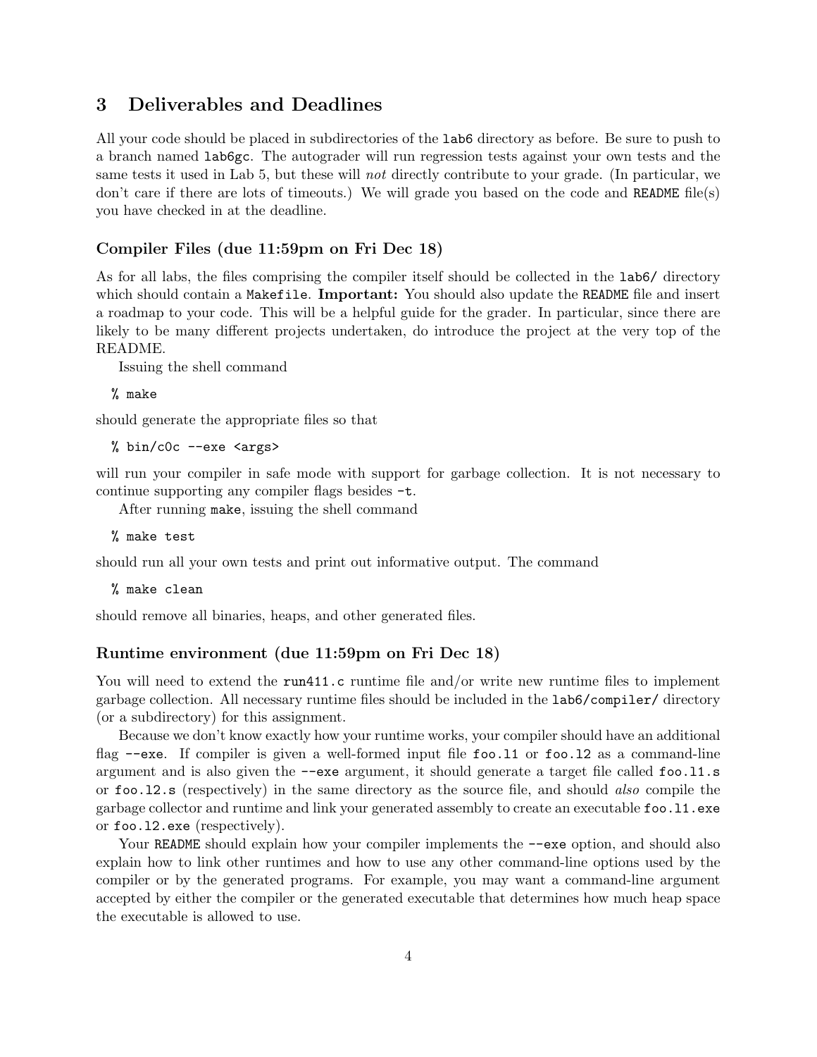## 3 Deliverables and Deadlines

All your code should be placed in subdirectories of the `lab6` directory as before. Be sure to push to a branch named `lab6gc`. The autograder will run regression tests against your own tests and the same tests it used in Lab 5, but these will *not* directly contribute to your grade. (In particular, we don't care if there are lots of timeouts.) We will grade you based on the code and `README` file(s) you have checked in at the deadline.

### Compiler Files (due 11:59pm on Fri Dec 18)

As for all labs, the files comprising the compiler itself should be collected in the `lab6/` directory which should contain a `Makefile`. **Important:** You should also update the `README` file and insert a roadmap to your code. This will be a helpful guide for the grader. In particular, since there are likely to be many different projects undertaken, do introduce the project at the very top of the README.

Issuing the shell command

```
% make
```

should generate the appropriate files so that

```
% bin/c0c --exe <args>
```

will run your compiler in safe mode with support for garbage collection. It is not necessary to continue supporting any compiler flags besides `-t`.

After running `make`, issuing the shell command

```
% make test
```

should run all your own tests and print out informative output. The command

```
% make clean
```

should remove all binaries, heaps, and other generated files.

### Runtime environment (due 11:59pm on Fri Dec 18)

You will need to extend the `run411.c` runtime file and/or write new runtime files to implement garbage collection. All necessary runtime files should be included in the `lab6/compiler/` directory (or a subdirectory) for this assignment.

Because we don't know exactly how your runtime works, your compiler should have an additional flag `--exe`. If compiler is given a well-formed input file `foo.l1` or `foo.l2` as a command-line argument and is also given the `--exe` argument, it should generate a target file called `foo.l1.s` or `foo.l2.s` (respectively) in the same directory as the source file, and should *also* compile the garbage collector and runtime and link your generated assembly to create an executable `foo.l1.exe` or `foo.l2.exe` (respectively).

Your `README` should explain how your compiler implements the `--exe` option, and should also explain how to link other runtimes and how to use any other command-line options used by the compiler or by the generated programs. For example, you may want a command-line argument accepted by either the compiler or the generated executable that determines how much heap space the executable is allowed to use.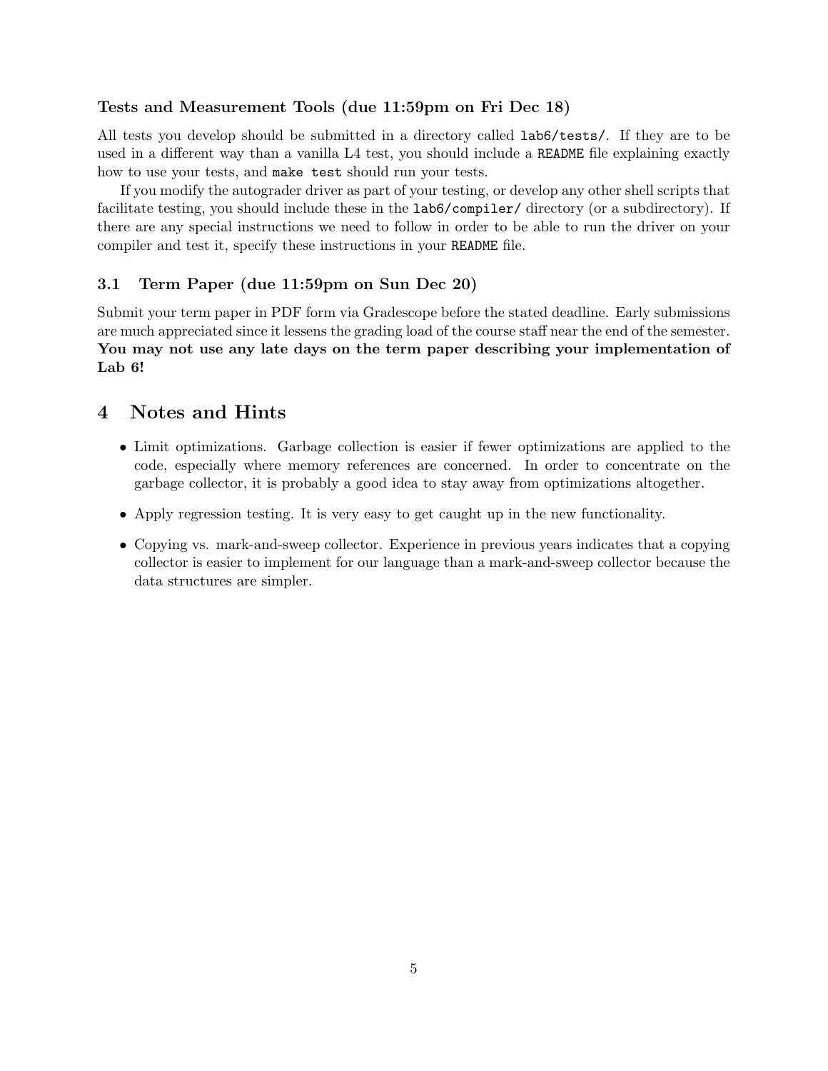### Tests and Measurement Tools (due 11:59pm on Fri Dec 18)

All tests you develop should be submitted in a directory called `lab6/tests/`. If they are to be used in a different way than a vanilla L4 test, you should include a `README` file explaining exactly how to use your tests, and `make test` should run your tests.

If you modify the autograder driver as part of your testing, or develop any other shell scripts that facilitate testing, you should include these in the `lab6/compiler/` directory (or a subdirectory). If there are any special instructions we need to follow in order to be able to run the driver on your compiler and test it, specify these instructions in your `README` file.

### 3.1 Term Paper (due 11:59pm on Sun Dec 20)

Submit your term paper in PDF form via Gradescope before the stated deadline. Early submissions are much appreciated since it lessens the grading load of the course staff near the end of the semester. **You may not use any late days on the term paper describing your implementation of Lab 6!**

## 4 Notes and Hints

- Limit optimizations. Garbage collection is easier if fewer optimizations are applied to the code, especially where memory references are concerned. In order to concentrate on the garbage collector, it is probably a good idea to stay away from optimizations altogether.
- Apply regression testing. It is very easy to get caught up in the new functionality.
- Copying vs. mark-and-sweep collector. Experience in previous years indicates that a copying collector is easier to implement for our language than a mark-and-sweep collector because the data structures are simpler.